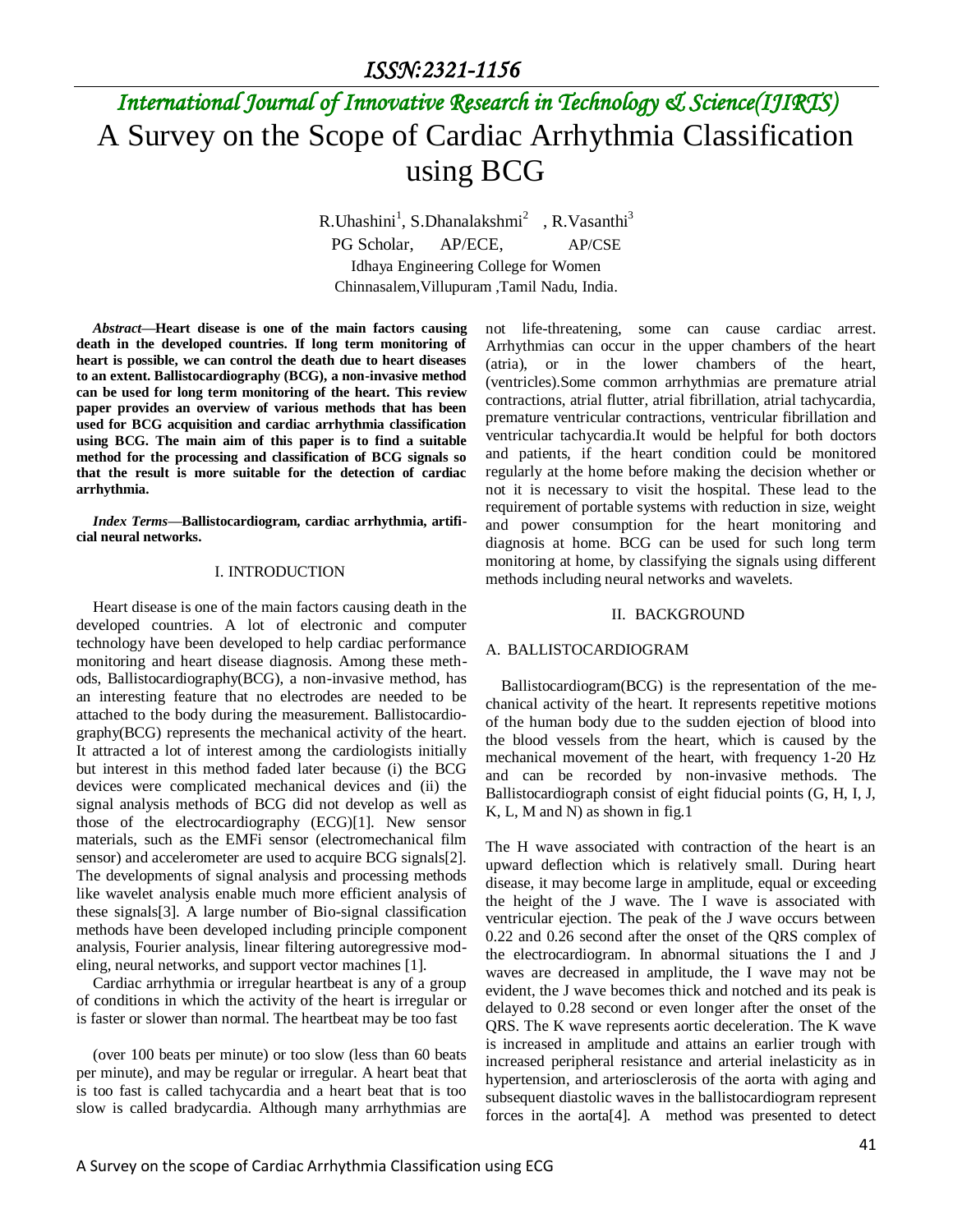# A Survey on the Scope of Cardiac Arrhythmia Classification using BCG

R.Uhashini[1], S.Dhanalakshmi[2], R.Vasanthi[3]

PG Scholar, AP/ECE, AP/CSE

Idhaya Engineering College for Women

Chinnasalem,Villupuram ,Tamil Nadu, India.

***Abstract*—Heart disease is one of the main factors causing death in the developed countries. If long term monitoring of heart is possible, we can control the death due to heart diseases to an extent. Ballistocardiography (BCG), a non-invasive method can be used for long term monitoring of the heart. This review paper provides an overview of various methods that has been used for BCG acquisition and cardiac arrhythmia classification using BCG. The main aim of this paper is to find a suitable method for the processing and classification of BCG signals so that the result is more suitable for the detection of cardiac arrhythmia.**

***Index Terms*—Ballistocardiogram, cardiac arrhythmia, artificial neural networks.**

## I. INTRODUCTION

Heart disease is one of the main factors causing death in the developed countries. A lot of electronic and computer technology have been developed to help cardiac performance monitoring and heart disease diagnosis. Among these methods, Ballistocardiography(BCG), a non-invasive method, has an interesting feature that no electrodes are needed to be attached to the body during the measurement. Ballistocardiography(BCG) represents the mechanical activity of the heart. It attracted a lot of interest among the cardiologists initially but interest in this method faded later because (i) the BCG devices were complicated mechanical devices and (ii) the signal analysis methods of BCG did not develop as well as those of the electrocardiography (ECG)[1]. New sensor materials, such as the EMFi sensor (electromechanical film sensor) and accelerometer are used to acquire BCG signals[2]. The developments of signal analysis and processing methods like wavelet analysis enable much more efficient analysis of these signals[3]. A large number of Bio-signal classification methods have been developed including principle component analysis, Fourier analysis, linear filtering autoregressive modeling, neural networks, and support vector machines [1].

Cardiac arrhythmia or irregular heartbeat is any of a group of conditions in which the activity of the heart is irregular or is faster or slower than normal. The heartbeat may be too fast (over 100 beats per minute) or too slow (less than 60 beats per minute), and may be regular or irregular. A heart beat that is too fast is called tachycardia and a heart beat that is too slow is called bradycardia. Although many arrhythmias are not life-threatening, some can cause cardiac arrest. Arrhythmias can occur in the upper chambers of the heart (atria), or in the lower chambers of the heart, (ventricles).Some common arrhythmias are premature atrial contractions, atrial flutter, atrial fibrillation, atrial tachycardia, premature ventricular contractions, ventricular fibrillation and ventricular tachycardia.It would be helpful for both doctors and patients, if the heart condition could be monitored regularly at the home before making the decision whether or not it is necessary to visit the hospital. These lead to the requirement of portable systems with reduction in size, weight and power consumption for the heart monitoring and diagnosis at home. BCG can be used for such long term monitoring at home, by classifying the signals using different methods including neural networks and wavelets.

## II. BACKGROUND

### A. BALLISTOCARDIOGRAM

Ballistocardiogram(BCG) is the representation of the mechanical activity of the heart. It represents repetitive motions of the human body due to the sudden ejection of blood into the blood vessels from the heart, which is caused by the mechanical movement of the heart, with frequency 1-20 Hz and can be recorded by non-invasive methods. The Ballistocardiograph consist of eight fiducial points (G, H, I, J, K, L, M and N) as shown in fig.1

The H wave associated with contraction of the heart is an upward deflection which is relatively small. During heart disease, it may become large in amplitude, equal or exceeding the height of the J wave. The I wave is associated with ventricular ejection. The peak of the J wave occurs between 0.22 and 0.26 second after the onset of the QRS complex of the electrocardiogram. In abnormal situations the I and J waves are decreased in amplitude, the I wave may not be evident, the J wave becomes thick and notched and its peak is delayed to 0.28 second or even longer after the onset of the QRS. The K wave represents aortic deceleration. The K wave is increased in amplitude and attains an earlier trough with increased peripheral resistance and arterial inelasticity as in hypertension, and arteriosclerosis of the aorta with aging and subsequent diastolic waves in the ballistocardiogram represent forces in the aorta[4]. A method was presented to detect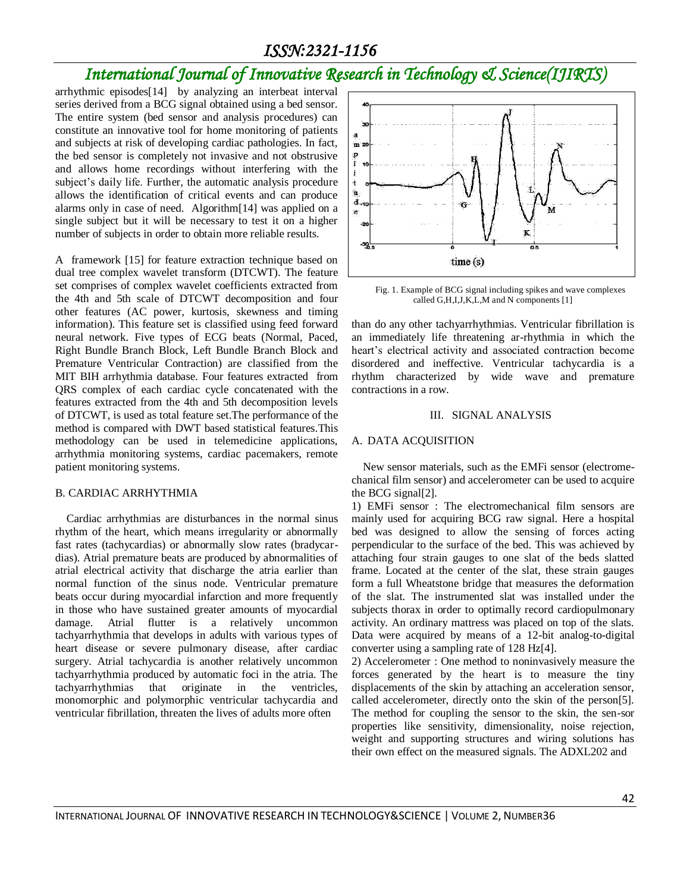arrhythmic episodes[14] by analyzing an interbeat interval series derived from a BCG signal obtained using a bed sensor. The entire system (bed sensor and analysis procedures) can constitute an innovative tool for home monitoring of patients and subjects at risk of developing cardiac pathologies. In fact, the bed sensor is completely not invasive and not obstrusive and allows home recordings without interfering with the subject's daily life. Further, the automatic analysis procedure allows the identification of critical events and can produce alarms only in case of need. Algorithm[14] was applied on a single subject but it will be necessary to test it on a higher number of subjects in order to obtain more reliable results.

A framework [15] for feature extraction technique based on dual tree complex wavelet transform (DTCWT). The feature set comprises of complex wavelet coefficients extracted from the 4th and 5th scale of DTCWT decomposition and four other features (AC power, kurtosis, skewness and timing information). This feature set is classified using feed forward neural network. Five types of ECG beats (Normal, Paced, Right Bundle Branch Block, Left Bundle Branch Block and Premature Ventricular Contraction) are classified from the MIT BIH arrhythmia database. Four features extracted from QRS complex of each cardiac cycle concatenated with the features extracted from the 4th and 5th decomposition levels of DTCWT, is used as total feature set.The performance of the method is compared with DWT based statistical features.This methodology can be used in telemedicine applications, arrhythmia monitoring systems, cardiac pacemakers, remote patient monitoring systems.

### B. CARDIAC ARRHYTHMIA

Cardiac arrhythmias are disturbances in the normal sinus rhythm of the heart, which means irregularity or abnormally fast rates (tachycardias) or abnormally slow rates (bradycardias). Atrial premature beats are produced by abnormalities of atrial electrical activity that discharge the atria earlier than normal function of the sinus node. Ventricular premature beats occur during myocardial infarction and more frequently in those who have sustained greater amounts of myocardial damage. Atrial flutter is a relatively uncommon tachyarrhythmia that develops in adults with various types of heart disease or severe pulmonary disease, after cardiac surgery. Atrial tachycardia is another relatively uncommon tachyarrhythmia produced by automatic foci in the atria. The tachyarrhythmias that originate in the ventricles, monomorphic and polymorphic ventricular tachycardia and ventricular fibrillation, threaten the lives of adults more often than do any other tachyarrhythmias. Ventricular fibrillation is an immediately life threatening ar-rhythmia in which the heart's electrical activity and associated contraction become disordered and ineffective. Ventricular tachycardia is a rhythm characterized by wide wave and premature contractions in a row.

Fig. 1. Example of BCG signal including spikes and wave complexes called G,H,I,J,K,L,M and N components [1]

## III. SIGNAL ANALYSIS

### A. DATA ACQUISITION

New sensor materials, such as the EMFi sensor (electromechanical film sensor) and accelerometer can be used to acquire the BCG signal[2].

1) EMFi sensor : The electromechanical film sensors are mainly used for acquiring BCG raw signal. Here a hospital bed was designed to allow the sensing of forces acting perpendicular to the surface of the bed. This was achieved by attaching four strain gauges to one slat of the beds slatted frame. Located at the center of the slat, these strain gauges form a full Wheatstone bridge that measures the deformation of the slat. The instrumented slat was installed under the subjects thorax in order to optimally record cardiopulmonary activity. An ordinary mattress was placed on top of the slats. Data were acquired by means of a 12-bit analog-to-digital converter using a sampling rate of 128 Hz[4].

2) Accelerometer : One method to noninvasively measure the forces generated by the heart is to measure the tiny displacements of the skin by attaching an acceleration sensor, called accelerometer, directly onto the skin of the person[5]. The method for coupling the sensor to the skin, the sen-sor properties like sensitivity, dimensionality, noise rejection, weight and supporting structures and wiring solutions has their own effect on the measured signals. The ADXL202 and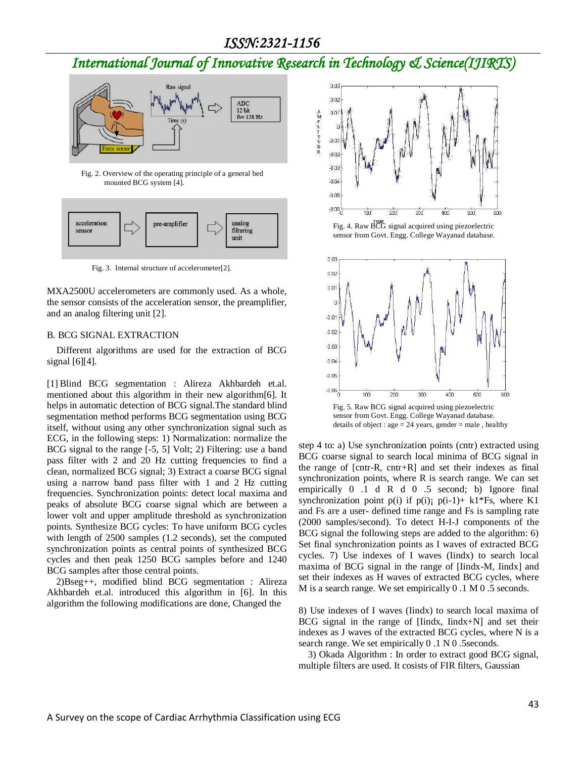Fig. 2. Overview of the operating principle of a general bed mounted BCG system [4].

Fig. 3. Internal structure of accelerometer[2].

MXA2500U accelerometers are commonly used. As a whole, the sensor consists of the acceleration sensor, the preamplifier, and an analog filtering unit [2].

### B. BCG SIGNAL EXTRACTION

Different algorithms are used for the extraction of BCG signal [6][4].

[1] Blind BCG segmentation : Alireza Akhbardeh et.al. mentioned about this algorithm in their new algorithm[6]. It helps in automatic detection of BCG signal.The standard blind segmentation method performs BCG segmentation using BCG itself, without using any other synchronization signal such as ECG, in the following steps: 1) Normalization: normalize the BCG signal to the range [-5, 5] Volt; 2) Filtering: use a band pass filter with 2 and 20 Hz cutting frequencies to find a clean, normalized BCG signal; 3) Extract a coarse BCG signal using a narrow band pass filter with 1 and 2 Hz cutting frequencies. Synchronization points: detect local maxima and peaks of absolute BCG coarse signal which are between a lower volt and upper amplitude threshold as synchronization points. Synthesize BCG cycles: To have uniform BCG cycles with length of 2500 samples (1.2 seconds), set the computed synchronization points as central points of synthesized BCG cycles and then peak 1250 BCG samples before and 1240 BCG samples after those central points.

2)Bseg++, modified blind BCG segmentation : Alireza Akhbardeh et.al. introduced this algorithm in [6]. In this algorithm the following modifications are done, Changed the

Fig. 4. Raw BCG signal acquired using piezoelectric sensor from Govt. Engg. College Wayanad database.

Fig. 5. Raw BCG signal acquired using piezoelectric sensor from Govt. Engg. College Wayanad database. details of object : age = 24 years, gender = male , healthy

step 4 to: a) Use synchronization points (cntr) extracted using BCG coarse signal to search local minima of BCG signal in the range of [cntr-R, cntr+R] and set their indexes as final synchronization points, where R is search range. We can set empirically 0 .1 d R d 0 .5 second; b) Ignore final synchronization point p(i) if p(i)¡ p(i-1)+ k1*Fs, where K1 and Fs are a user- defined time range and Fs is sampling rate (2000 samples/second). To detect H-I-J components of the BCG signal the following steps are added to the algorithm: 6) Set final synchronization points as I waves of extracted BCG cycles. 7) Use indexes of I waves (Iindx) to search local maxima of BCG signal in the range of [Iindx-M, Iindx] and set their indexes as H waves of extracted BCG cycles, where M is a search range. We set empirically 0 .1 M 0 .5 seconds.

8) Use indexes of I waves (Iindx) to search local maxima of BCG signal in the range of [Iindx, Iindx+N] and set their indexes as J waves of the extracted BCG cycles, where N is a search range. We set empirically 0 .1 N 0 .5seconds.

3) Okada Algorithm : In order to extract good BCG signal, multiple filters are used. It cosists of FIR filters, Gaussian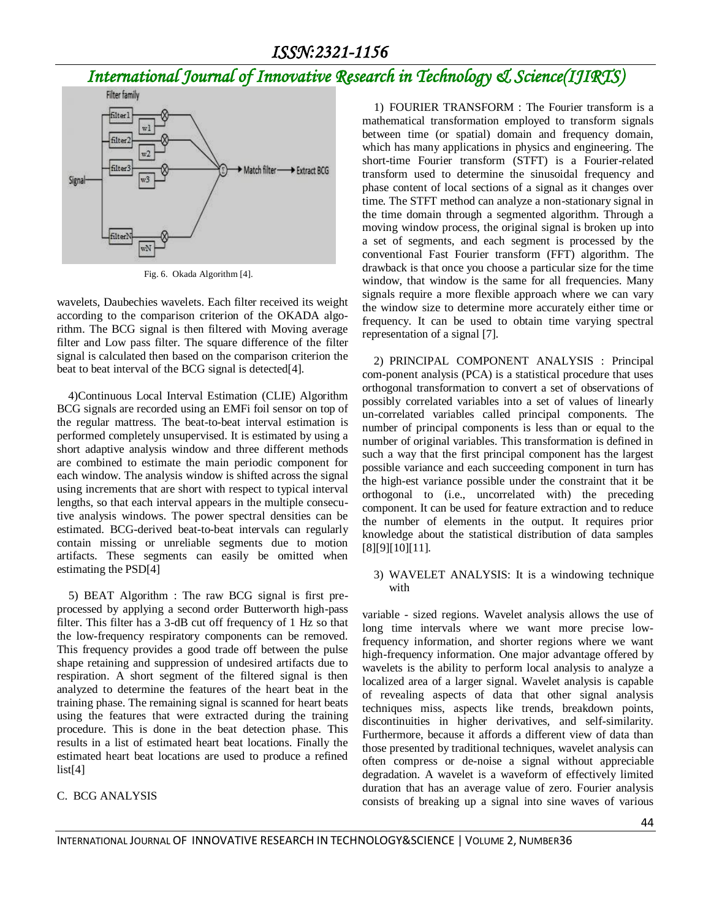Fig. 6. Okada Algorithm [4].

wavelets, Daubechies wavelets. Each filter received its weight according to the comparison criterion of the OKADA algorithm. The BCG signal is then filtered with Moving average filter and Low pass filter. The square difference of the filter signal is calculated then based on the comparison criterion the beat to beat interval of the BCG signal is detected[4].

4)Continuous Local Interval Estimation (CLIE) Algorithm BCG signals are recorded using an EMFi foil sensor on top of the regular mattress. The beat-to-beat interval estimation is performed completely unsupervised. It is estimated by using a short adaptive analysis window and three different methods are combined to estimate the main periodic component for each window. The analysis window is shifted across the signal using increments that are short with respect to typical interval lengths, so that each interval appears in the multiple consecutive analysis windows. The power spectral densities can be estimated. BCG-derived beat-to-beat intervals can regularly contain missing or unreliable segments due to motion artifacts. These segments can easily be omitted when estimating the PSD[4]

5) BEAT Algorithm : The raw BCG signal is first pre-processed by applying a second order Butterworth high-pass filter. This filter has a 3-dB cut off frequency of 1 Hz so that the low-frequency respiratory components can be removed. This frequency provides a good trade off between the pulse shape retaining and suppression of undesired artifacts due to respiration. A short segment of the filtered signal is then analyzed to determine the features of the heart beat in the training phase. The remaining signal is scanned for heart beats using the features that were extracted during the training procedure. This is done in the beat detection phase. This results in a list of estimated heart beat locations. Finally the estimated heart beat locations are used to produce a refined list[4]

C. BCG ANALYSIS

1) FOURIER TRANSFORM : The Fourier transform is a mathematical transformation employed to transform signals between time (or spatial) domain and frequency domain, which has many applications in physics and engineering. The short-time Fourier transform (STFT) is a Fourier-related transform used to determine the sinusoidal frequency and phase content of local sections of a signal as it changes over time. The STFT method can analyze a non-stationary signal in the time domain through a segmented algorithm. Through a moving window process, the original signal is broken up into a set of segments, and each segment is processed by the conventional Fast Fourier transform (FFT) algorithm. The drawback is that once you choose a particular size for the time window, that window is the same for all frequencies. Many signals require a more flexible approach where we can vary the window size to determine more accurately either time or frequency. It can be used to obtain time varying spectral representation of a signal [7].

2) PRINCIPAL COMPONENT ANALYSIS : Principal com-ponent analysis (PCA) is a statistical procedure that uses orthogonal transformation to convert a set of observations of possibly correlated variables into a set of values of linearly un-correlated variables called principal components. The number of principal components is less than or equal to the number of original variables. This transformation is defined in such a way that the first principal component has the largest possible variance and each succeeding component in turn has the high-est variance possible under the constraint that it be orthogonal to (i.e., uncorrelated with) the preceding component. It can be used for feature extraction and to reduce the number of elements in the output. It requires prior knowledge about the statistical distribution of data samples [8][9][10][11].

3) WAVELET ANALYSIS: It is a windowing technique with variable - sized regions. Wavelet analysis allows the use of long time intervals where we want more precise low-frequency information, and shorter regions where we want high-frequency information. One major advantage offered by wavelets is the ability to perform local analysis to analyze a localized area of a larger signal. Wavelet analysis is capable of revealing aspects of data that other signal analysis techniques miss, aspects like trends, breakdown points, discontinuities in higher derivatives, and self-similarity. Furthermore, because it affords a different view of data than those presented by traditional techniques, wavelet analysis can often compress or de-noise a signal without appreciable degradation. A wavelet is a waveform of effectively limited duration that has an average value of zero. Fourier analysis consists of breaking up a signal into sine waves of various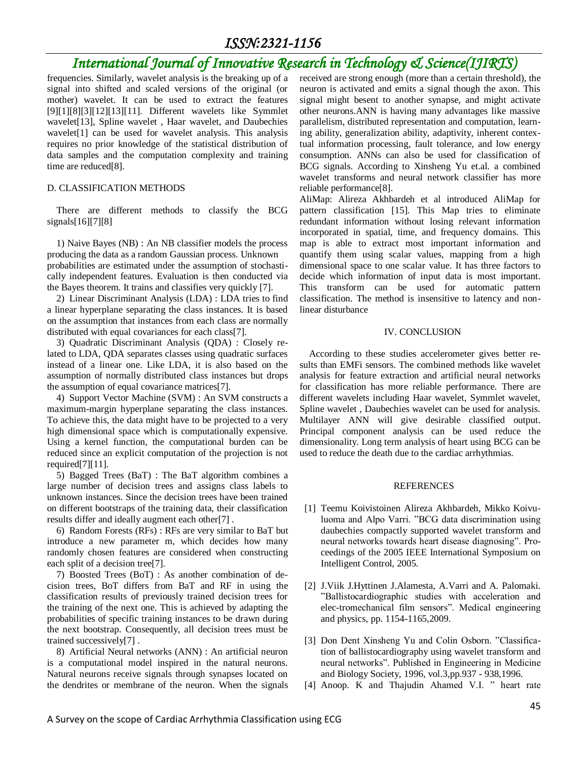frequencies. Similarly, wavelet analysis is the breaking up of a signal into shifted and scaled versions of the original (or mother) wavelet. It can be used to extract the features [9][1][8][3][12][13][11]. Different wavelets like Symmlet wavelet[13], Spline wavelet , Haar wavelet, and Daubechies wavelet[1] can be used for wavelet analysis. This analysis requires no prior knowledge of the statistical distribution of data samples and the computation complexity and training time are reduced[8].

D. CLASSIFICATION METHODS

There are different methods to classify the BCG signals[16][7][8]

1) Naive Bayes (NB) : An NB classifier models the process producing the data as a random Gaussian process. Unknown probabilities are estimated under the assumption of stochastically independent features. Evaluation is then conducted via the Bayes theorem. It trains and classifies very quickly [7].

2) Linear Discriminant Analysis (LDA) : LDA tries to find a linear hyperplane separating the class instances. It is based on the assumption that instances from each class are normally distributed with equal covariances for each class[7].

3) Quadratic Discriminant Analysis (QDA) : Closely related to LDA, QDA separates classes using quadratic surfaces instead of a linear one. Like LDA, it is also based on the assumption of normally distributed class instances but drops the assumption of equal covariance matrices[7] .

4) Support Vector Machine (SVM) : An SVM constructs a maximum-margin hyperplane separating the class instances. To achieve this, the data might have to be projected to a very high dimensional space which is computationally expensive. Using a kernel function, the computational burden can be reduced since an explicit computation of the projection is not required[7][11].

5) Bagged Trees (BaT) : The BaT algorithm combines a large number of decision trees and assigns class labels to unknown instances. Since the decision trees have been trained on different bootstraps of the training data, their classification results differ and ideally augment each other[7] .

6) Random Forests (RFs) : RFs are very similar to BaT but introduce a new parameter m, which decides how many randomly chosen features are considered when constructing each split of a decision tree[7].

7) Boosted Trees (BoT) : As another combination of decision trees, BoT differs from BaT and RF in using the classification results of previously trained decision trees for the training of the next one. This is achieved by adapting the probabilities of specific training instances to be drawn during the next bootstrap. Consequently, all decision trees must be trained successively[7] .

8) Artificial Neural networks (ANN) : An artificial neuron is a computational model inspired in the natural neurons. Natural neurons receive signals through synapses located on the dendrites or membrane of the neuron. When the signals received are strong enough (more than a certain threshold), the neuron is activated and emits a signal though the axon. This signal might besent to another synapse, and might activate other neurons.ANN is having many advantages like massive parallelism, distributed representation and computation, learning ability, generalization ability, adaptivity, inherent contextual information processing, fault tolerance, and low energy consumption. ANNs can also be used for classification of BCG signals. According to Xinsheng Yu et.al. a combined wavelet transforms and neural network classifier has more reliable performance[8].

AliMap: Alireza Akhbardeh et al introduced AliMap for pattern classification [15]. This Map tries to eliminate redundant information without losing relevant information incorporated in spatial, time, and frequency domains. This map is able to extract most important information and quantify them using scalar values, mapping from a high dimensional space to one scalar value. It has three factors to decide which information of input data is most important. This transform can be used for automatic pattern classification. The method is insensitive to latency and non-linear disturbance

## IV. CONCLUSION

According to these studies accelerometer gives better results than EMFi sensors. The combined methods like wavelet analysis for feature extraction and artificial neural networks for classification has more reliable performance. There are different wavelets including Haar wavelet, Symmlet wavelet, Spline wavelet , Daubechies wavelet can be used for analysis. Multilayer ANN will give desirable classified output. Principal component analysis can be used reduce the dimensionality. Long term analysis of heart using BCG can be used to reduce the death due to the cardiac arrhythmias.

## REFERENCES

[1] Teemu Koivistoinen Alireza Akhbardeh, Mikko Koivuluoma and Alpo Varri. "BCG data discrimination using daubechies compactly supported wavelet transform and neural networks towards heart disease diagnosing". Proceedings of the 2005 IEEE International Symposium on Intelligent Control, 2005.

[2] J.Viik J.Hyttinen J.Alamesta, A.Varri and A. Palomaki. "Ballistocardiographic studies with acceleration and elec-tromechanical film sensors". Medical engineering and physics, pp. 1154-1165,2009.

[3] Don Dent Xinsheng Yu and Colin Osborn. "Classification of ballistocardiography using wavelet transform and neural networks". Published in Engineering in Medicine and Biology Society, 1996, vol.3,pp.937 - 938,1996.

[4] Anoop. K and Thajudin Ahamed V.I. " heart rate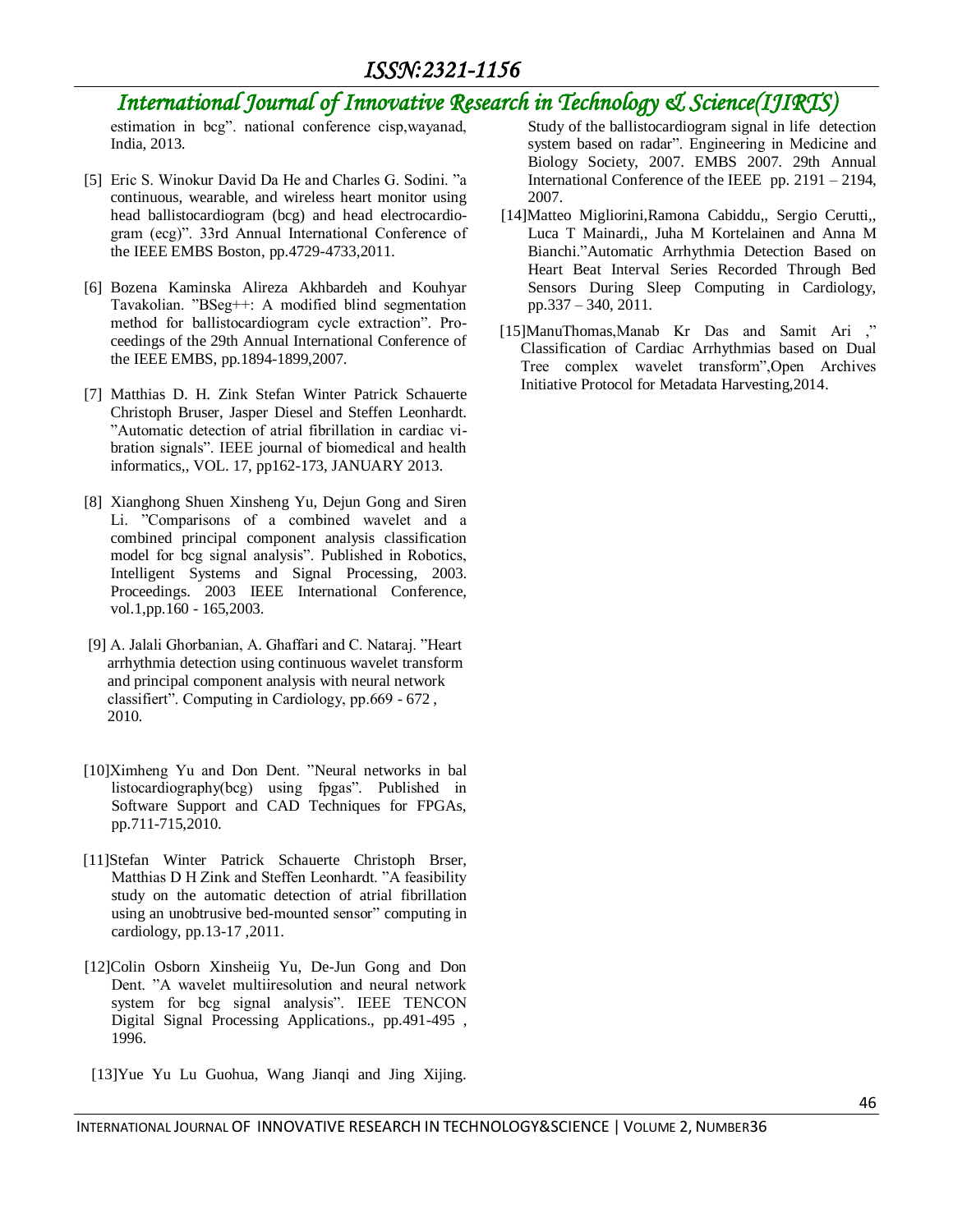estimation in bcg". national conference cisp,wayanad, India, 2013.

[5] Eric S. Winokur David Da He and Charles G. Sodini. "a continuous, wearable, and wireless heart monitor using head ballistocardiogram (bcg) and head electrocardiogram (ecg)". 33rd Annual International Conference of the IEEE EMBS Boston, pp.4729-4733,2011.

[6] Bozena Kaminska Alireza Akhbardeh and Kouhyar Tavakolian. "BSeg++: A modified blind segmentation method for ballistocardiogram cycle extraction". Proceedings of the 29th Annual International Conference of the IEEE EMBS, pp.1894-1899,2007.

[7] Matthias D. H. Zink Stefan Winter Patrick Schauerte Christoph Bruser, Jasper Diesel and Steffen Leonhardt. "Automatic detection of atrial fibrillation in cardiac vibration signals". IEEE journal of biomedical and health informatics,, VOL. 17, pp162-173, JANUARY 2013.

[8] Xianghong Shuen Xinsheng Yu, Dejun Gong and Siren Li. "Comparisons of a combined wavelet and a combined principal component analysis classification model for bcg signal analysis". Published in Robotics, Intelligent Systems and Signal Processing, 2003. Proceedings. 2003 IEEE International Conference, vol.1,pp.160 - 165,2003.

[9] A. Jalali Ghorbanian, A. Ghaffari and C. Nataraj. "Heart arrhythmia detection using continuous wavelet transform and principal component analysis with neural network classifiert". Computing in Cardiology, pp.669 - 672 , 2010.

[10]Ximheng Yu and Don Dent. "Neural networks in bal listocardiography(bcg) using fpgas". Published in Software Support and CAD Techniques for FPGAs, pp.711-715,2010.

[11]Stefan Winter Patrick Schauerte Christoph Brser, Matthias D H Zink and Steffen Leonhardt. "A feasibility study on the automatic detection of atrial fibrillation using an unobtrusive bed-mounted sensor" computing in cardiology, pp.13-17 ,2011.

[12]Colin Osborn Xinsheiig Yu, De-Jun Gong and Don Dent. "A wavelet multiiresolution and neural network system for bcg signal analysis". IEEE TENCON Digital Signal Processing Applications., pp.491-495 , 1996.

[13]Yue Yu Lu Guohua, Wang Jianqi and Jing Xijing. Study of the ballistocardiogram signal in life detection system based on radar". Engineering in Medicine and Biology Society, 2007. EMBS 2007. 29th Annual International Conference of the IEEE pp. 2191 – 2194, 2007.

[14]Matteo Migliorini,Ramona Cabiddu,, Sergio Cerutti,, Luca T Mainardi,, Juha M Kortelainen and Anna M Bianchi."Automatic Arrhythmia Detection Based on Heart Beat Interval Series Recorded Through Bed Sensors During Sleep Computing in Cardiology, pp.337 – 340, 2011.

[15]ManuThomas,Manab Kr Das and Samit Ari ," Classification of Cardiac Arrhythmias based on Dual Tree complex wavelet transform",Open Archives Initiative Protocol for Metadata Harvesting,2014.